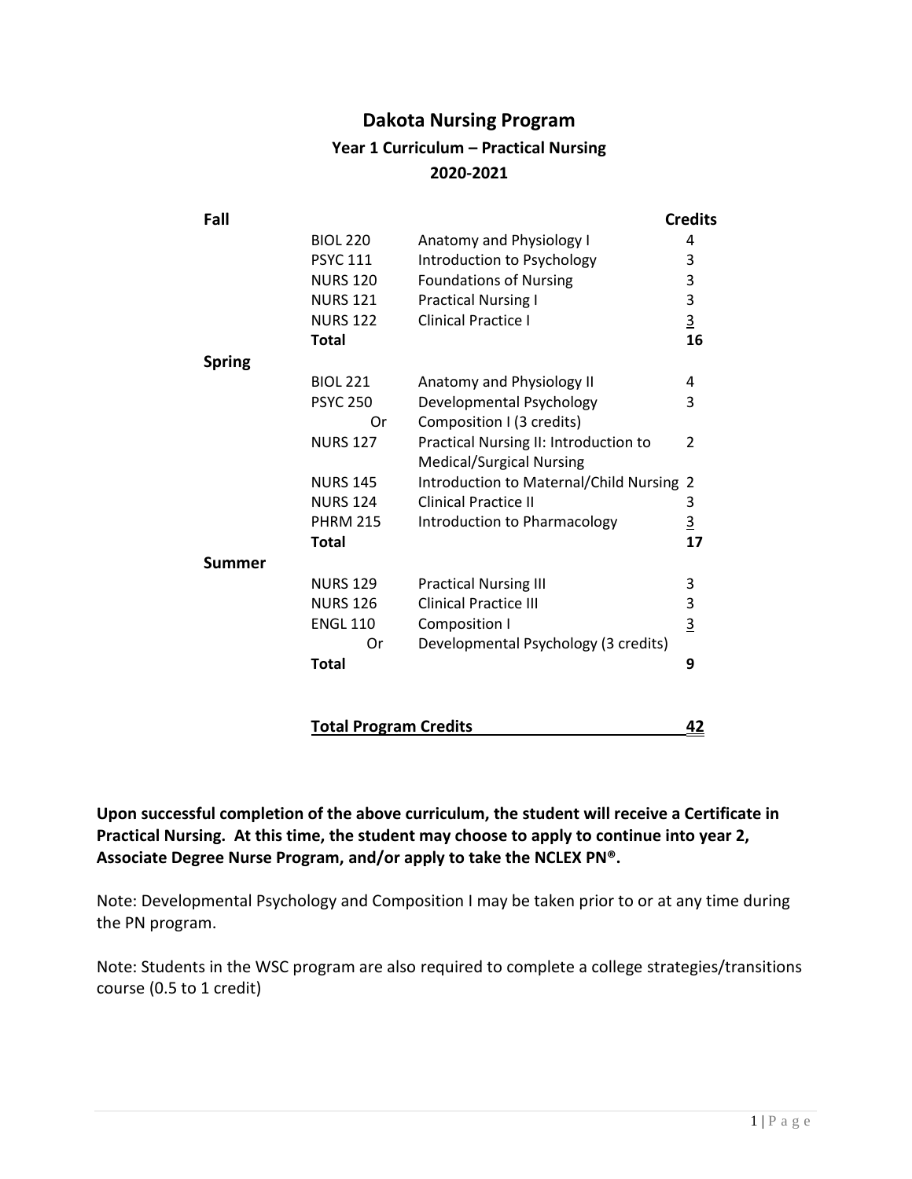# Dakota Nursing Program

## Year 1 Curriculum – Practical Nursing

## 2020-2021

| Term | Course | Title | Credits |
|---|---|---|---|
| **Fall** | | | |
| | BIOL 220 | Anatomy and Physiology I | 4 |
| | PSYC 111 | Introduction to Psychology | 3 |
| | NURS 120 | Foundations of Nursing | 3 |
| | NURS 121 | Practical Nursing I | 3 |
| | NURS 122 | Clinical Practice I | 3 |
| | **Total** | | **16** |
| **Spring** | | | |
| | BIOL 221 | Anatomy and Physiology II | 4 |
| | PSYC 250 | Developmental Psychology | 3 |
| | Or | Composition I (3 credits) | |
| | NURS 127 | Practical Nursing II: Introduction to Medical/Surgical Nursing | 2 |
| | NURS 145 | Introduction to Maternal/Child Nursing | 2 |
| | NURS 124 | Clinical Practice II | 3 |
| | PHRM 215 | Introduction to Pharmacology | 3 |
| | **Total** | | **17** |
| **Summer** | | | |
| | NURS 129 | Practical Nursing III | 3 |
| | NURS 126 | Clinical Practice III | 3 |
| | ENGL 110 | Composition I | 3 |
| | Or | Developmental Psychology (3 credits) | |
| | **Total** | | **9** |
| | **Total Program Credits** | | **42** |

**Upon successful completion of the above curriculum, the student will receive a Certificate in Practical Nursing. At this time, the student may choose to apply to continue into year 2, Associate Degree Nurse Program, and/or apply to take the NCLEX PN®.**

Note: Developmental Psychology and Composition I may be taken prior to or at any time during the PN program.

Note: Students in the WSC program are also required to complete a college strategies/transitions course (0.5 to 1 credit)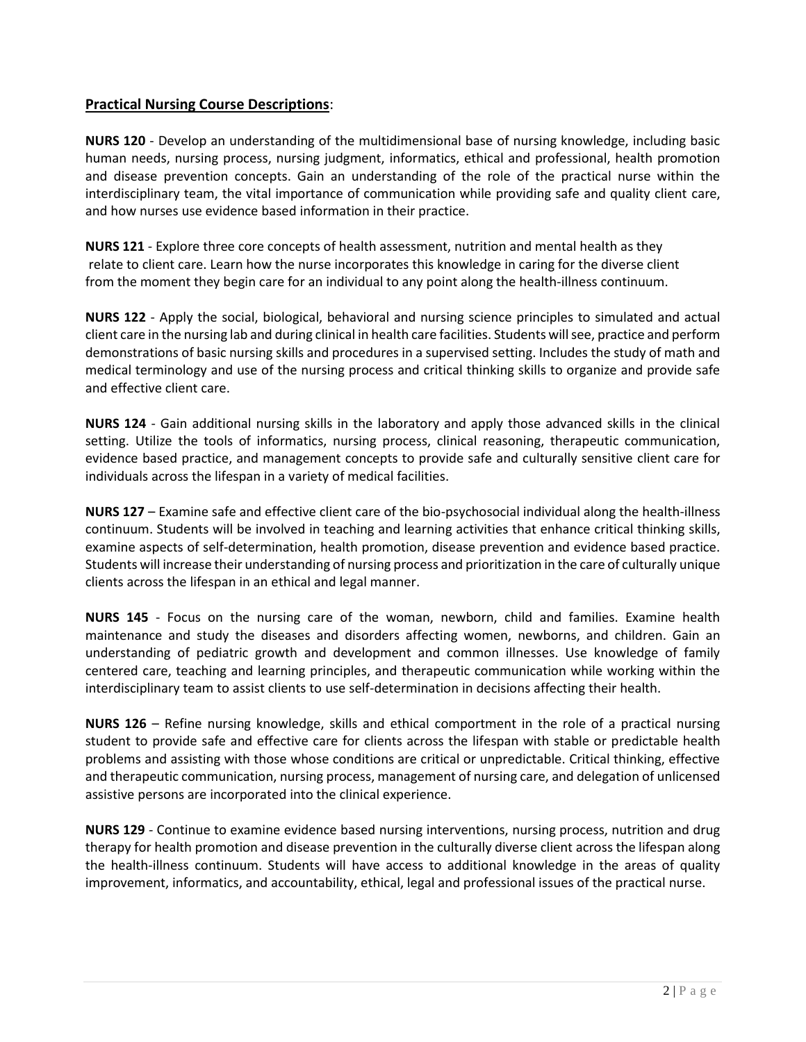## **Practical Nursing Course Descriptions**:

**NURS 120** - Develop an understanding of the multidimensional base of nursing knowledge, including basic human needs, nursing process, nursing judgment, informatics, ethical and professional, health promotion and disease prevention concepts. Gain an understanding of the role of the practical nurse within the interdisciplinary team, the vital importance of communication while providing safe and quality client care, and how nurses use evidence based information in their practice.

**NURS 121** - Explore three core concepts of health assessment, nutrition and mental health as they relate to client care. Learn how the nurse incorporates this knowledge in caring for the diverse client from the moment they begin care for an individual to any point along the health-illness continuum.

**NURS 122** - Apply the social, biological, behavioral and nursing science principles to simulated and actual client care in the nursing lab and during clinical in health care facilities. Students will see, practice and perform demonstrations of basic nursing skills and procedures in a supervised setting. Includes the study of math and medical terminology and use of the nursing process and critical thinking skills to organize and provide safe and effective client care.

**NURS 124** - Gain additional nursing skills in the laboratory and apply those advanced skills in the clinical setting. Utilize the tools of informatics, nursing process, clinical reasoning, therapeutic communication, evidence based practice, and management concepts to provide safe and culturally sensitive client care for individuals across the lifespan in a variety of medical facilities.

**NURS 127** – Examine safe and effective client care of the bio-psychosocial individual along the health-illness continuum. Students will be involved in teaching and learning activities that enhance critical thinking skills, examine aspects of self-determination, health promotion, disease prevention and evidence based practice. Students will increase their understanding of nursing process and prioritization in the care of culturally unique clients across the lifespan in an ethical and legal manner.

**NURS 145** - Focus on the nursing care of the woman, newborn, child and families. Examine health maintenance and study the diseases and disorders affecting women, newborns, and children. Gain an understanding of pediatric growth and development and common illnesses. Use knowledge of family centered care, teaching and learning principles, and therapeutic communication while working within the interdisciplinary team to assist clients to use self-determination in decisions affecting their health.

**NURS 126** – Refine nursing knowledge, skills and ethical comportment in the role of a practical nursing student to provide safe and effective care for clients across the lifespan with stable or predictable health problems and assisting with those whose conditions are critical or unpredictable. Critical thinking, effective and therapeutic communication, nursing process, management of nursing care, and delegation of unlicensed assistive persons are incorporated into the clinical experience.

**NURS 129** - Continue to examine evidence based nursing interventions, nursing process, nutrition and drug therapy for health promotion and disease prevention in the culturally diverse client across the lifespan along the health-illness continuum. Students will have access to additional knowledge in the areas of quality improvement, informatics, and accountability, ethical, legal and professional issues of the practical nurse.